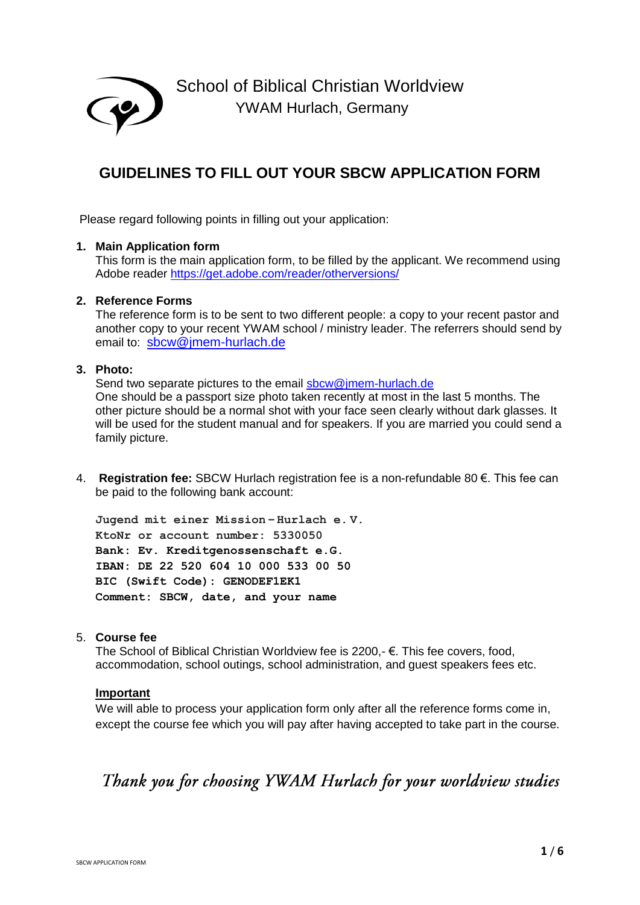# School of Biblical Christian Worldview

YWAM Hurlach, Germany

## GUIDELINES TO FILL OUT YOUR SBCW APPLICATION FORM

Please regard following points in filling out your application:

1. **Main Application form**
   This form is the main application form, to be filled by the applicant. We recommend using Adobe reader https://get.adobe.com/reader/otherversions/

2. **Reference Forms**
   The reference form is to be sent to two different people: a copy to your recent pastor and another copy to your recent YWAM school / ministry leader. The referrers should send by email to: sbcw@jmem-hurlach.de

3. **Photo:**
   Send two separate pictures to the email sbcw@jmem-hurlach.de
   One should be a passport size photo taken recently at most in the last 5 months. The other picture should be a normal shot with your face seen clearly without dark glasses. It will be used for the student manual and for speakers. If you are married you could send a family picture.

4. **Registration fee:** SBCW Hurlach registration fee is a non-refundable 80 €. This fee can be paid to the following bank account:

   **Jugend mit einer Mission – Hurlach e. V.**
   **KtoNr or account number: 5330050**
   **Bank: Ev. Kreditgenossenschaft e.G.**
   **IBAN: DE 22 520 604 10 000 533 00 50**
   **BIC (Swift Code): GENODEF1EK1**
   **Comment: SBCW, date, and your name**

5. **Course fee**
   The School of Biblical Christian Worldview fee is 2200,- €. This fee covers, food, accommodation, school outings, school administration, and guest speakers fees etc.

   **Important**
   We will able to process your application form only after all the reference forms come in, except the course fee which you will pay after having accepted to take part in the course.

*Thank you for choosing YWAM Hurlach for your worldview studies*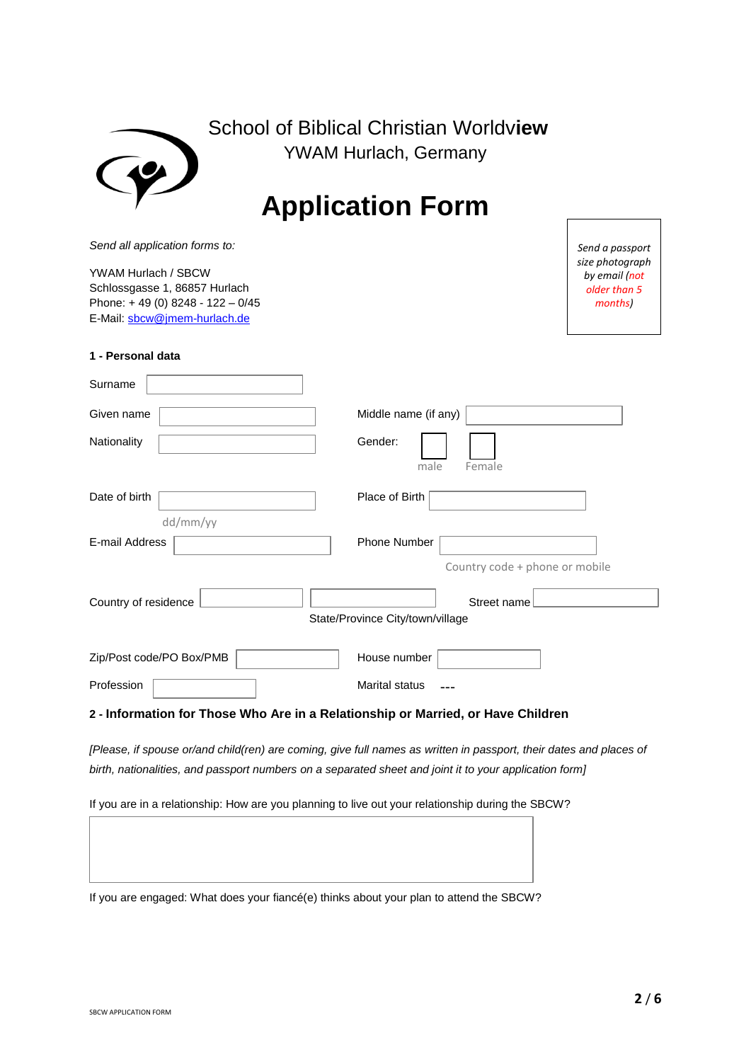# School of Biblical Christian Worldview

YWAM Hurlach, Germany

# Application Form

*Send all application forms to:*

YWAM Hurlach / SBCW
Schlossgasse 1, 86857 Hurlach
Phone: + 49 (0) 8248 - 122 – 0/45
E-Mail: sbcw@jmem-hurlach.de

*Send a passport size photograph by email (not older than 5 months)*

**1 - Personal data**

Surname

Given name

Middle name (if any)

Nationality

Gender: male Female

Date of birth (dd/mm/yy)

Place of Birth

E-mail Address

Phone Number (Country code + phone or mobile)

Country of residence

State/Province City/town/village

Street name

Zip/Post code/PO Box/PMB

House number

Profession

Marital status ---

**2 - Information for Those Who Are in a Relationship or Married, or Have Children**

*[Please, if spouse or/and child(ren) are coming, give full names as written in passport, their dates and places of birth, nationalities, and passport numbers on a separated sheet and joint it to your application form]*

If you are in a relationship: How are you planning to live out your relationship during the SBCW?

If you are engaged: What does your fiancé(e) thinks about your plan to attend the SBCW?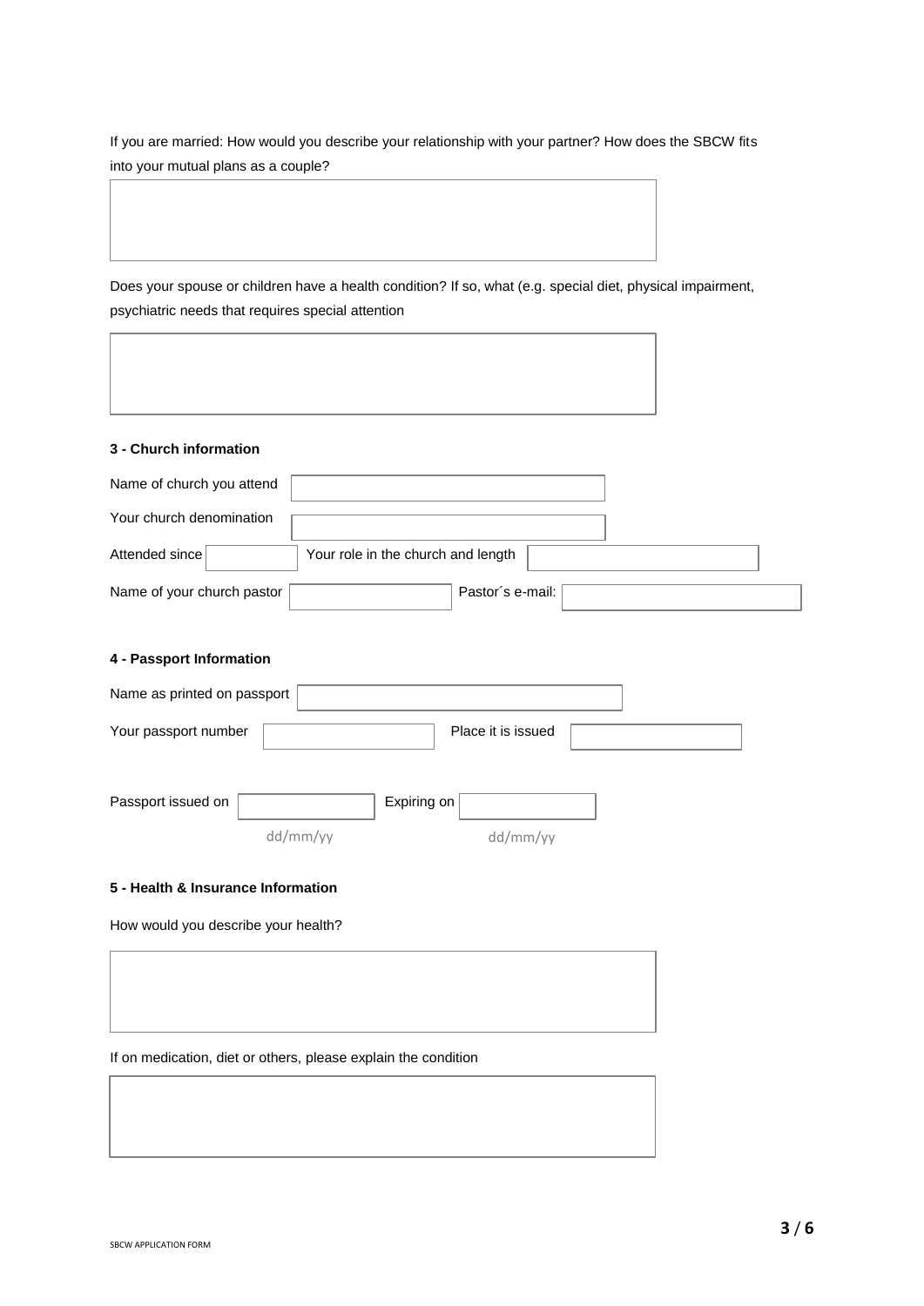If you are married: How would you describe your relationship with your partner? How does the SBCW fits into your mutual plans as a couple?

Does your spouse or children have a health condition? If so, what (e.g. special diet, physical impairment, psychiatric needs that requires special attention

**3 - Church information**

Name of church you attend

Your church denomination

Attended since

Your role in the church and length

Name of your church pastor

Pastor´s e-mail:

**4 - Passport Information**

Name as printed on passport

Your passport number

Place it is issued

Passport issued on dd/mm/yy

Expiring on dd/mm/yy

**5 - Health & Insurance Information**

How would you describe your health?

If on medication, diet or others, please explain the condition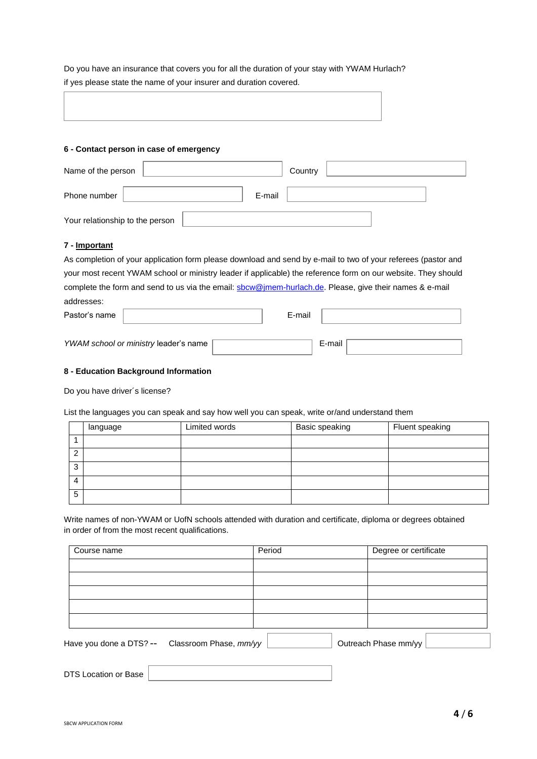Do you have an insurance that covers you for all the duration of your stay with YWAM Hurlach?
if yes please state the name of your insurer and duration covered.

**6 - Contact person in case of emergency**

Name of the person | Country
Phone number | E-mail
Your relationship to the person

**7 - Important**

As completion of your application form please download and send by e-mail to two of your referees (pastor and your most recent YWAM school or ministry leader if applicable) the reference form on our website. They should complete the form and send to us via the email: sbcw@jmem-hurlach.de. Please, give their names & e-mail addresses:

Pastor's name | E-mail

*YWAM school or ministry* leader's name | E-mail

**8 - Education Background Information**

Do you have driver´s license?

List the languages you can speak and say how well you can speak, write or/and understand them

| | language | Limited words | Basic speaking | Fluent speaking |
|---|---|---|---|---|
| 1 | | | | |
| 2 | | | | |
| 3 | | | | |
| 4 | | | | |
| 5 | | | | |

Write names of non-YWAM or UofN schools attended with duration and certificate, diploma or degrees obtained in order of from the most recent qualifications.

| Course name | Period | Degree or certificate |
|---|---|---|
| | | |
| | | |
| | | |
| | | |
| | | |

Have you done a DTS? -- Classroom Phase, *mm/yy* | Outreach Phase mm/yy

DTS Location or Base

SBCW APPLICATION FORM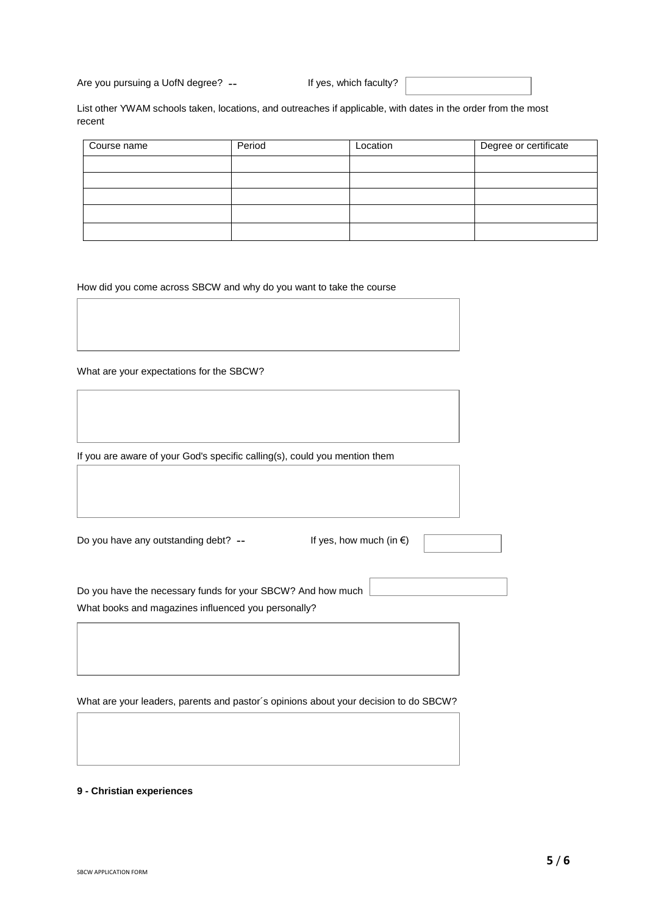Are you pursuing a UofN degree? -- If yes, which faculty?

List other YWAM schools taken, locations, and outreaches if applicable, with dates in the order from the most recent

| Course name | Period | Location | Degree or certificate |
| --- | --- | --- | --- |
| | | | |
| | | | |
| | | | |
| | | | |
| | | | |

How did you come across SBCW and why do you want to take the course

What are your expectations for the SBCW?

If you are aware of your God's specific calling(s), could you mention them

Do you have any outstanding debt? -- If yes, how much (in €)

Do you have the necessary funds for your SBCW? And how much

What books and magazines influenced you personally?

What are your leaders, parents and pastor´s opinions about your decision to do SBCW?

**9 - Christian experiences**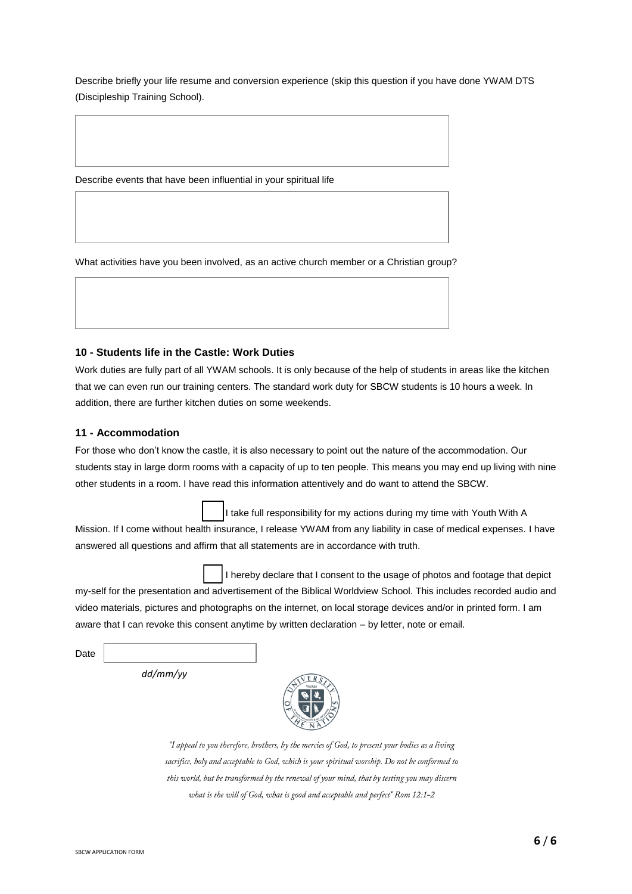Describe briefly your life resume and conversion experience (skip this question if you have done YWAM DTS (Discipleship Training School).

Describe events that have been influential in your spiritual life

What activities have you been involved, as an active church member or a Christian group?

### 10 - Students life in the Castle: Work Duties

Work duties are fully part of all YWAM schools. It is only because of the help of students in areas like the kitchen that we can even run our training centers. The standard work duty for SBCW students is 10 hours a week. In addition, there are further kitchen duties on some weekends.

### 11 - Accommodation

For those who don't know the castle, it is also necessary to point out the nature of the accommodation. Our students stay in large dorm rooms with a capacity of up to ten people. This means you may end up living with nine other students in a room. I have read this information attentively and do want to attend the SBCW.

☐ I take full responsibility for my actions during my time with Youth With A Mission. If I come without health insurance, I release YWAM from any liability in case of medical expenses. I have answered all questions and affirm that all statements are in accordance with truth.

☐ I hereby declare that I consent to the usage of photos and footage that depict my-self for the presentation and advertisement of the Biblical Worldview School. This includes recorded audio and video materials, pictures and photographs on the internet, on local storage devices and/or in printed form. I am aware that I can revoke this consent anytime by written declaration – by letter, note or email.

Date

*dd/mm/yy*

*"I appeal to you therefore, brothers, by the mercies of God, to present your bodies as a living sacrifice, holy and acceptable to God, which is your spiritual worship. Do not be conformed to this world, but be transformed by the renewal of your mind, that by testing you may discern what is the will of God, what is good and acceptable and perfect" Rom 12:1-2*